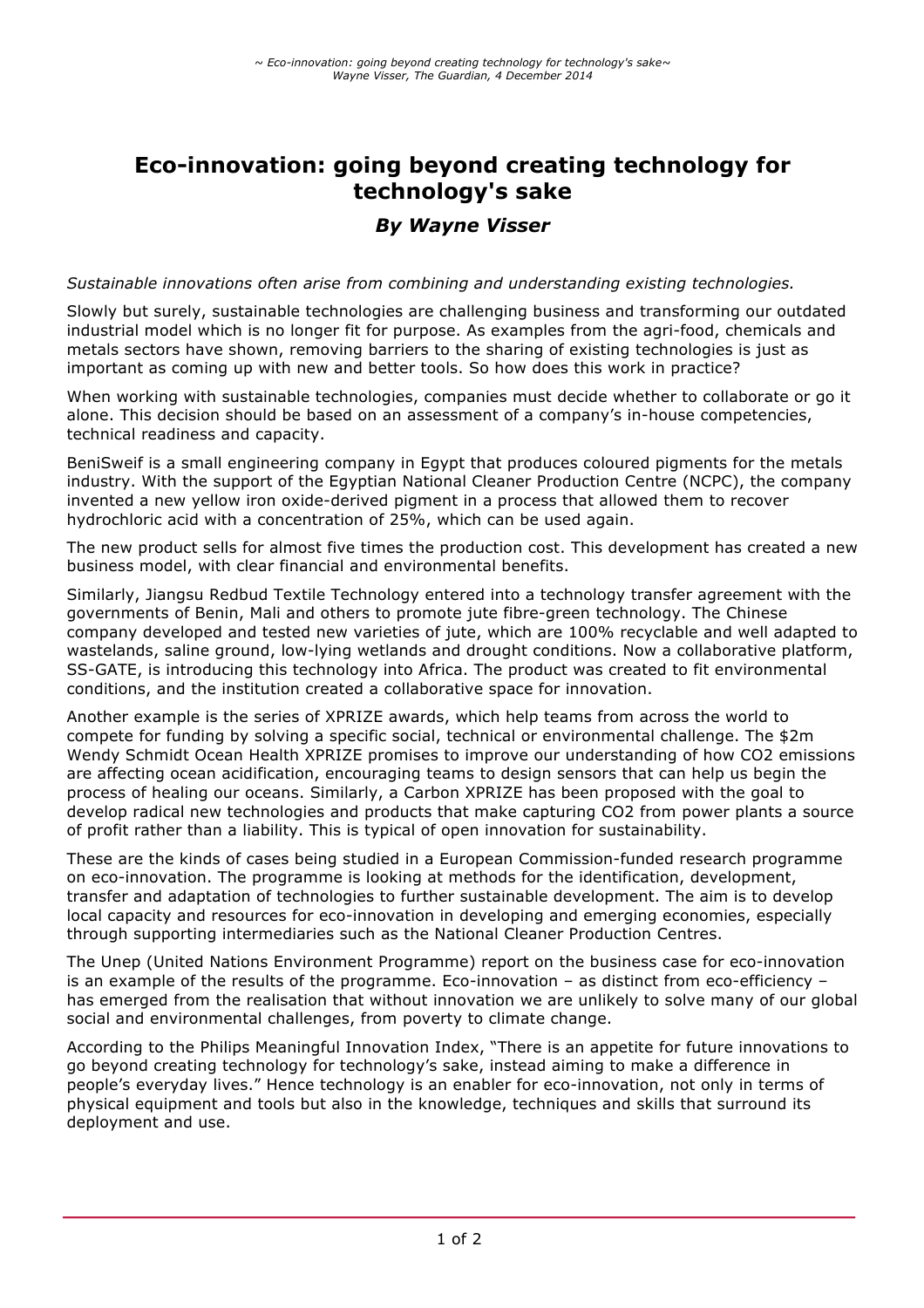# Eco-innovation: going beyond creating technology for technology's sake

### *By Wayne Visser*

*Sustainable innovations often arise from combining and understanding existing technologies.*

Slowly but surely, sustainable technologies are challenging business and transforming our outdated industrial model which is no longer fit for purpose. As examples from the agri-food, chemicals and metals sectors have shown, removing barriers to the sharing of existing technologies is just as important as coming up with new and better tools. So how does this work in practice?

When working with sustainable technologies, companies must decide whether to collaborate or go it alone. This decision should be based on an assessment of a company's in-house competencies, technical readiness and capacity.

BeniSweif is a small engineering company in Egypt that produces coloured pigments for the metals industry. With the support of the Egyptian National Cleaner Production Centre (NCPC), the company invented a new yellow iron oxide-derived pigment in a process that allowed them to recover hydrochloric acid with a concentration of 25%, which can be used again.

The new product sells for almost five times the production cost. This development has created a new business model, with clear financial and environmental benefits.

Similarly, Jiangsu Redbud Textile Technology entered into a technology transfer agreement with the governments of Benin, Mali and others to promote jute fibre-green technology. The Chinese company developed and tested new varieties of jute, which are 100% recyclable and well adapted to wastelands, saline ground, low-lying wetlands and drought conditions. Now a collaborative platform, SS-GATE, is introducing this technology into Africa. The product was created to fit environmental conditions, and the institution created a collaborative space for innovation.

Another example is the series of XPRIZE awards, which help teams from across the world to compete for funding by solving a specific social, technical or environmental challenge. The $2m Wendy Schmidt Ocean Health XPRIZE promises to improve our understanding of how $CO_2$ emissions are affecting ocean acidification, encouraging teams to design sensors that can help us begin the process of healing our oceans. Similarly, a Carbon XPRIZE has been proposed with the goal to develop radical new technologies and products that make capturing $CO_2$ from power plants a source of profit rather than a liability. This is typical of open innovation for sustainability.

These are the kinds of cases being studied in a European Commission-funded research programme on eco-innovation. The programme is looking at methods for the identification, development, transfer and adaptation of technologies to further sustainable development. The aim is to develop local capacity and resources for eco-innovation in developing and emerging economies, especially through supporting intermediaries such as the National Cleaner Production Centres.

The Unep (United Nations Environment Programme) report on the business case for eco-innovation is an example of the results of the programme. Eco-innovation – as distinct from eco-efficiency – has emerged from the realisation that without innovation we are unlikely to solve many of our global social and environmental challenges, from poverty to climate change.

According to the Philips Meaningful Innovation Index, "There is an appetite for future innovations to go beyond creating technology for technology's sake, instead aiming to make a difference in people's everyday lives." Hence technology is an enabler for eco-innovation, not only in terms of physical equipment and tools but also in the knowledge, techniques and skills that surround its deployment and use.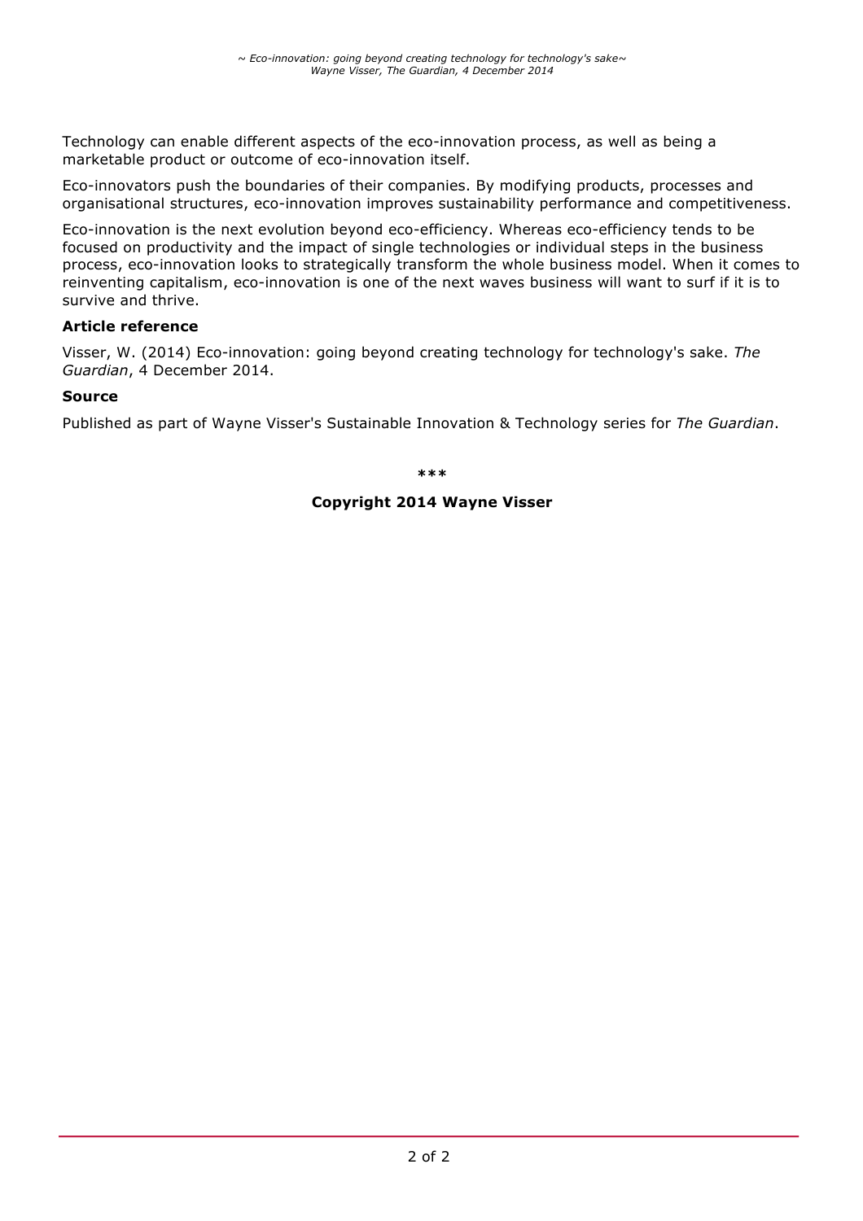Technology can enable different aspects of the eco-innovation process, as well as being a marketable product or outcome of eco-innovation itself.

Eco-innovators push the boundaries of their companies. By modifying products, processes and organisational structures, eco-innovation improves sustainability performance and competitiveness.

Eco-innovation is the next evolution beyond eco-efficiency. Whereas eco-efficiency tends to be focused on productivity and the impact of single technologies or individual steps in the business process, eco-innovation looks to strategically transform the whole business model. When it comes to reinventing capitalism, eco-innovation is one of the next waves business will want to surf if it is to survive and thrive.

**Article reference**

Visser, W. (2014) Eco-innovation: going beyond creating technology for technology's sake. *The Guardian*, 4 December 2014.

**Source**

Published as part of Wayne Visser's Sustainable Innovation & Technology series for *The Guardian*.

***

**Copyright 2014 Wayne Visser**